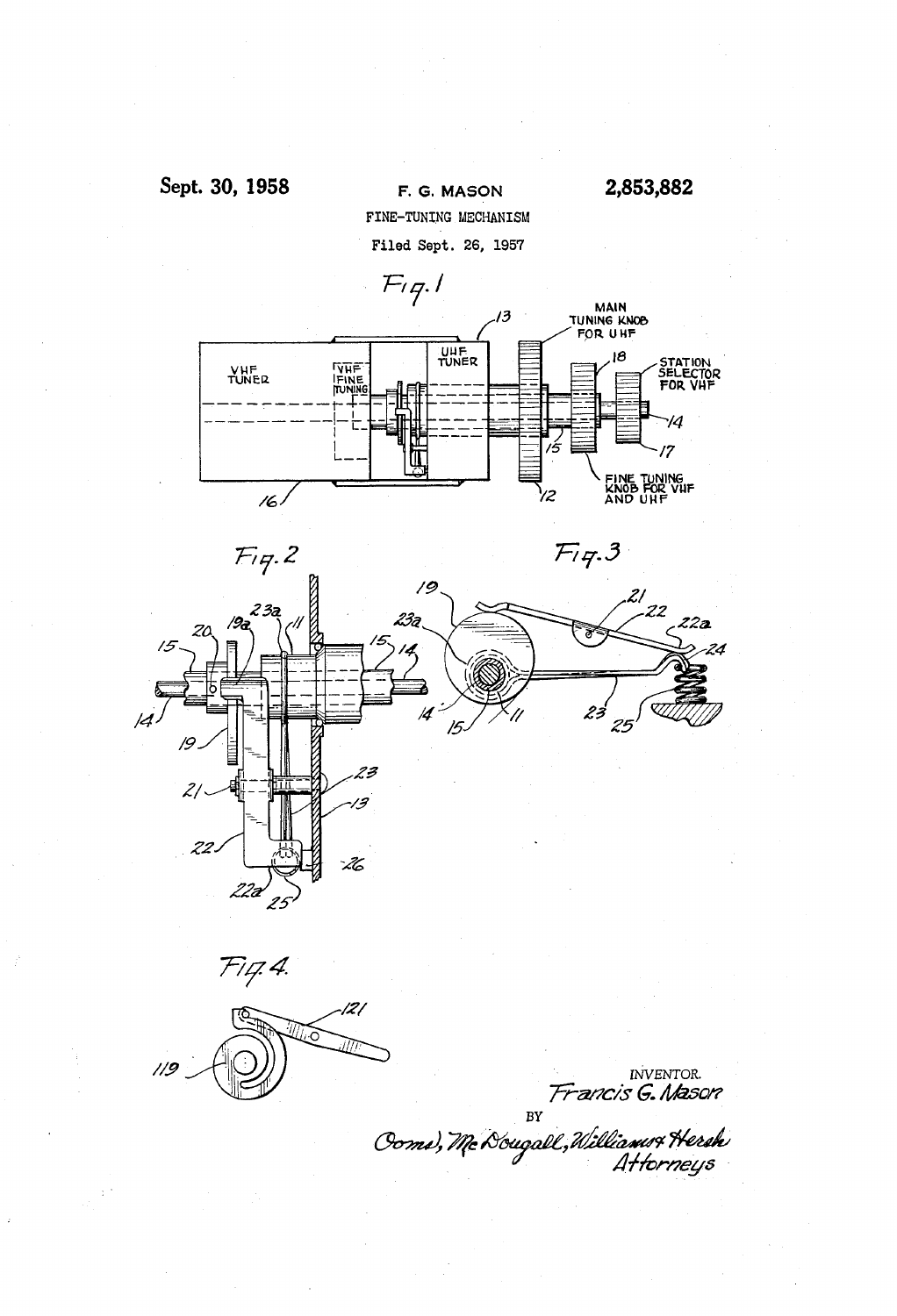Sept. 30, 1958

F. G. MASON

2,853,882

FINE-TUNING MECHANISM

Filed Sept. 26, 1957

Fig. 1

VHF TUNER

VHF FINE TUNING

UHF TUNER

MAIN TUNING KNOB FOR UHF

STATION SELECTOR FOR VHF

FINE TUNING KNOB FOR VHF AND UHF

Fig. 2

Fig. 3

Fig. 4.

INVENTOR.
Francis G. Mason

BY

Coms, McDougall, Williams & Hersh
Attorneys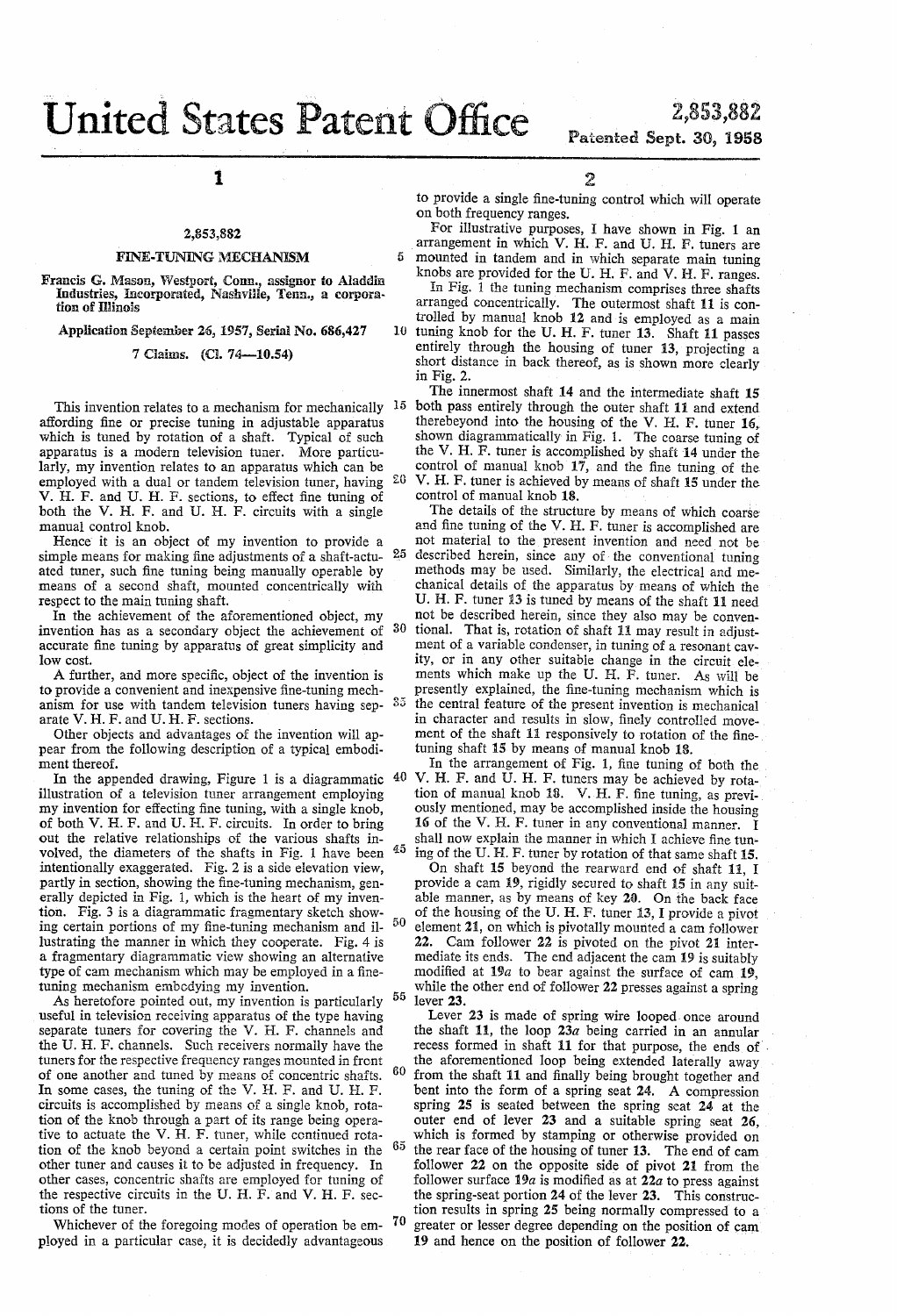# United States Patent Office

**2,853,882**
**Patented Sept. 30, 1958**

## 2,853,882

## FINE-TUNING MECHANISM

Francis G. Mason, Westport, Conn., assignor to Aladdin Industries, Incorporated, Nashville, Tenn., a corporation of Illinois

Application September 26, 1957, Serial No. 686,427

7 Claims. (Cl. 74—10.54)

This invention relates to a mechanism for mechanically affording fine or precise tuning in adjustable apparatus which is tuned by rotation of a shaft. Typical of such apparatus is a modern television tuner. More particularly, my invention relates to an apparatus which can be employed with a dual or tandem television tuner, having V. H. F. and U. H. F. sections, to effect fine tuning of both the V. H. F. and U. H. F. circuits with a single manual control knob.

Hence it is an object of my invention to provide a simple means for making fine adjustments of a shaft-actuated tuner, such fine tuning being manually operable by means of a second shaft, mounted concentrically with respect to the main tuning shaft.

In the achievement of the aforementioned object, my invention has as a secondary object the achievement of accurate fine tuning by apparatus of great simplicity and low cost.

A further, and more specific, object of the invention is to provide a convenient and inexpensive fine-tuning mechanism for use with tandem television tuners having separate V. H. F. and U. H. F. sections.

Other objects and advantages of the invention will appear from the following description of a typical embodiment thereof.

In the appended drawing, Figure 1 is a diagrammatic illustration of a television tuner arrangement employing my invention for effecting fine tuning, with a single knob, of both V. H. F. and U. H. F. circuits. In order to bring out the relative relationships of the various shafts involved, the diameters of the shafts in Fig. 1 have been intentionally exaggerated. Fig. 2 is a side elevation view, partly in section, showing the fine-tuning mechanism, generally depicted in Fig. 1, which is the heart of my invention. Fig. 3 is a diagrammatic fragmentary sketch showing certain portions of my fine-tuning mechanism and illustrating the manner in which they cooperate. Fig. 4 is a fragmentary diagrammatic view showing an alternative type of cam mechanism which may be employed in a fine-tuning mechanism embodying my invention.

As heretofore pointed out, my invention is particularly useful in television receiving apparatus of the type having separate tuners for covering the V. H. F. channels and the U. H. F. channels. Such receivers normally have the tuners for the respective frequency ranges mounted in front of one another and tuned by means of concentric shafts. In some cases, the tuning of the V. H. F. and U. H. F. circuits is accomplished by means of a single knob, rotation of the knob through a part of its range being operative to actuate the V. H. F. tuner, while continued rotation of the knob beyond a certain point switches in the other tuner and causes it to be adjusted in frequency. In other cases, concentric shafts are employed for tuning of the respective circuits in the U. H. F. and V. H. F. sections of the tuner.

Whichever of the foregoing modes of operation be employed in a particular case, it is decidedly advantageous to provide a single fine-tuning control which will operate on both frequency ranges.

For illustrative purposes, I have shown in Fig. 1 an arrangement in which V. H. F. and U. H. F. tuners are mounted in tandem and in which separate main tuning knobs are provided for the U. H. F. and V. H. F. ranges.

In Fig. 1 the tuning mechanism comprises three shafts arranged concentrically. The outermost shaft 11 is controlled by manual knob 12 and is employed as a main tuning knob for the U. H. F. tuner 13. Shaft 11 passes entirely through the housing of tuner 13, projecting a short distance in back thereof, as is shown more clearly in Fig. 2.

The innermost shaft 14 and the intermediate shaft 15 both pass entirely through the outer shaft 11 and extend therebeyond into the housing of the V. H. F. tuner 16, shown diagrammatically in Fig. 1. The coarse tuning of the V. H. F. tuner is accomplished by shaft 14 under the control of manual knob 17, and the fine tuning of the V. H. F. tuner is achieved by means of shaft 15 under the control of manual knob 18.

The details of the structure by means of which coarse and fine tuning of the V. H. F. tuner is accomplished are not material to the present invention and need not be described herein, since any of the conventional tuning methods may be used. Similarly, the electrical and mechanical details of the apparatus by means of which the U. H. F. tuner 13 is tuned by means of the shaft 11 need not be described herein, since they also may be conventional. That is, rotation of shaft 11 may result in adjustment of a variable condenser, in tuning of a resonant cavity, or in any other suitable change in the circuit elements which make up the U. H. F. tuner. As will be presently explained, the fine-tuning mechanism which is the central feature of the present invention is mechanical in character and results in slow, finely controlled movement of the shaft 11 responsively to rotation of the fine-tuning shaft 15 by means of manual knob 18.

In the arrangement of Fig. 1, fine tuning of both the V. H. F. and U. H. F. tuners may be achieved by rotation of manual knob 18. V. H. F. fine tuning, as previously mentioned, may be accomplished inside the housing 16 of the V. H. F. tuner in any conventional manner. I shall now explain the manner in which I achieve fine tuning of the U. H. F. tuner by rotation of that same shaft 15.

On shaft 15 beyond the rearward end of shaft 11, I provide a cam 19, rigidly secured to shaft 15 in any suitable manner, as by means of key 20. On the back face of the housing of the U. H. F. tuner 13, I provide a pivot element 21, on which is pivotally mounted a cam follower 22. Cam follower 22 is pivoted on the pivot 21 intermediate its ends. The end adjacent the cam 19 is suitably modified at 19a to bear against the surface of cam 19, while the other end of follower 22 presses against a spring lever 23.

Lever 23 is made of spring wire looped once around the shaft 11, the loop 23a being carried in an annular recess formed in shaft 11 for that purpose, the ends of the aforementioned loop being extended laterally away from the shaft 11 and finally being brought together and bent into the form of a spring seat 24. A compression spring 25 is seated between the spring seat 24 at the outer end of lever 23 and a suitable spring seat 26, which is formed by stamping or otherwise provided on the rear face of the housing of tuner 13. The end of cam follower 22 on the opposite side of pivot 21 from the follower surface 19a is modified as at 22a to press against the spring-seat portion 24 of the lever 23. This construction results in spring 25 being normally compressed to a greater or lesser degree depending on the position of cam 19 and hence on the position of follower 22.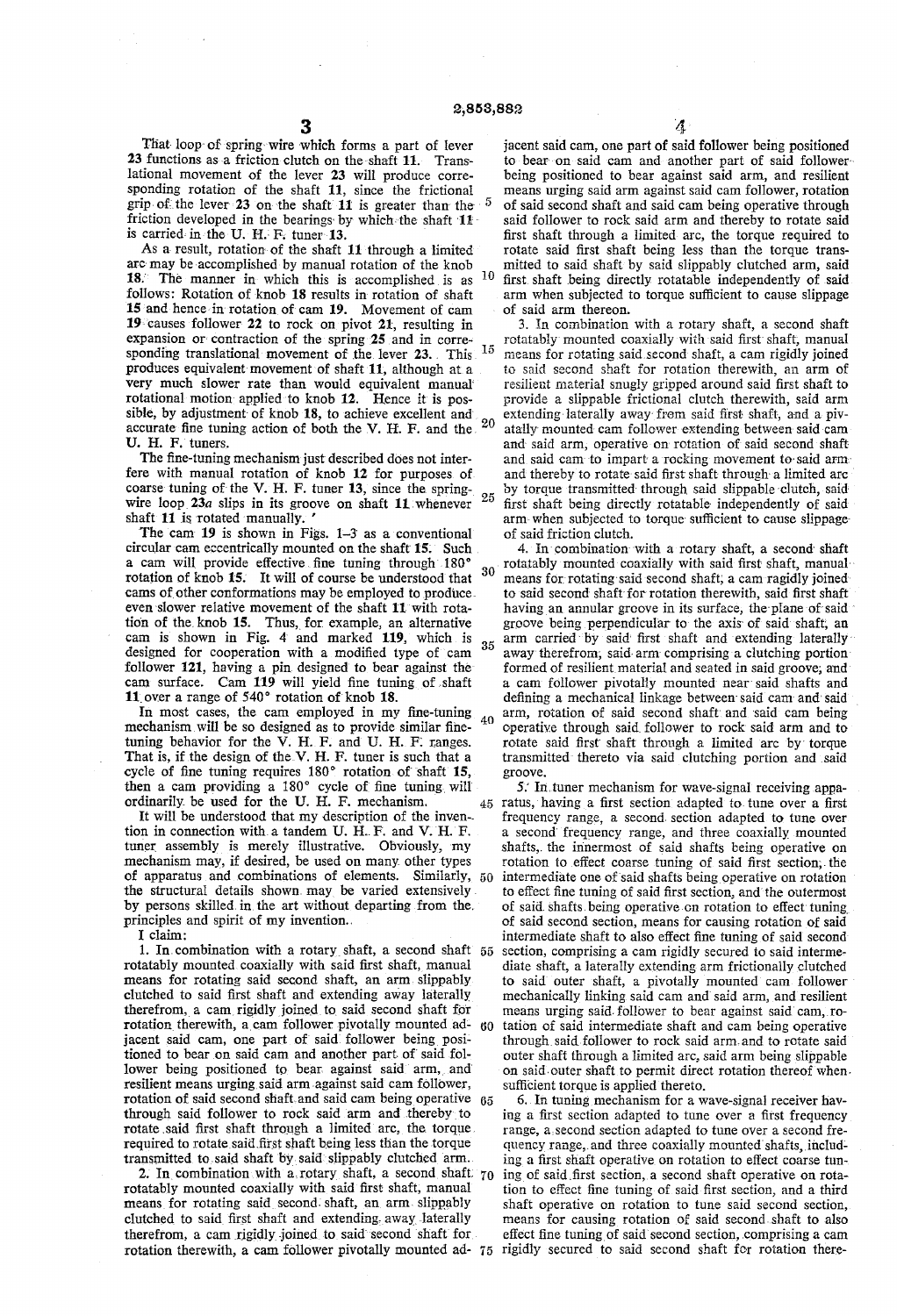That loop of spring wire which forms a part of lever 23 functions as a friction clutch on the shaft 11. Translational movement of the lever 23 will produce corresponding rotation of the shaft 11, since the frictional grip of the lever 23 on the shaft 11 is greater than the friction developed in the bearings by which the shaft 11 is carried in the U. H. F. tuner 13.

As a result, rotation of the shaft 11 through a limited arc may be accomplished by manual rotation of the knob 18. The manner in which this is accomplished is as follows: Rotation of knob 18 results in rotation of shaft 15 and hence in rotation of cam 19. Movement of cam 19 causes follower 22 to rock on pivot 21, resulting in expansion or contraction of the spring 25 and in corresponding translational movement of the lever 23. This produces equivalent movement of shaft 11, although at a very much slower rate than would equivalent manual rotational motion applied to knob 12. Hence it is possible, by adjustment of knob 18, to achieve excellent and accurate fine tuning action of both the V. H. F. and the U. H. F. tuners.

The fine-tuning mechanism just described does not interfere with manual rotation of knob 12 for purposes of coarse tuning of the V. H. F. tuner 13, since the spring-wire loop 23a slips in its groove on shaft 11 whenever shaft 11 is rotated manually.

The cam 19 is shown in Figs. 1–3 as a conventional circular cam eccentrically mounted on the shaft 15. Such a cam will provide effective fine tuning through 180° rotation of knob 15. It will of course be understood that cams of other conformations may be employed to produce even slower relative movement of the shaft 11 with rotation of the knob 15. Thus, for example, an alternative cam is shown in Fig. 4 and marked 119, which is designed for cooperation with a modified type of cam follower 121, having a pin designed to bear against the cam surface. Cam 119 will yield fine tuning of shaft 11 over a range of 540° rotation of knob 18.

In most cases, the cam employed in my fine-tuning mechanism will be so designed as to provide similar fine-tuning behavior for the V. H. F. and U. H. F. ranges. That is, if the design of the V. H. F. tuner is such that a cycle of fine tuning requires 180° rotation of shaft 15, then a cam providing a 180° cycle of fine tuning will ordinarily be used for the U. H. F. mechanism.

It will be understood that my description of the invention in connection with a tandem U. H. F. and V. H. F. tuner assembly is merely illustrative. Obviously, my mechanism may, if desired, be used on many other types of apparatus and combinations of elements. Similarly, the structural details shown may be varied extensively by persons skilled in the art without departing from the principles and spirit of my invention.

I claim:

1. In combination with a rotary shaft, a second shaft rotatably mounted coaxially with said first shaft, manual means for rotating said second shaft, an arm slippably clutched to said first shaft and extending away laterally therefrom, a cam rigidly joined to said second shaft for rotation therewith, a cam follower pivotally mounted adjacent said cam, one part of said follower being positioned to bear on said cam and another part of said follower being positioned to bear against said arm, and resilient means urging said arm against said cam follower, rotation of said second shaft and said cam being operative through said follower to rock said arm and thereby to rotate said first shaft through a limited arc, the torque required to rotate said first shaft being less than the torque transmitted to said shaft by said slippably clutched arm.

2. In combination with a rotary shaft, a second shaft rotatably mounted coaxially with said first shaft, manual means for rotating said second shaft, an arm slippably clutched to said first shaft and extending away laterally therefrom, a cam rigidly joined to said second shaft for rotation therewith, a cam follower pivotally mounted adjacent said cam, one part of said follower being positioned to bear on said cam and another part of said follower being positioned to bear against said arm, and resilient means urging said arm against said cam follower, rotation of said second shaft and said cam being operative through said follower to rock said arm and thereby to rotate said first shaft through a limited arc, the torque required to rotate said first shaft being less than the torque transmitted to said shaft by said slippably clutched arm, said first shaft being directly rotatable independently of said arm when subjected to torque sufficient to cause slippage of said arm thereon.

3. In combination with a rotary shaft, a second shaft rotatably mounted coaxially with said first shaft, manual means for rotating said second shaft, a cam rigidly joined to said second shaft for rotation therewith, an arm of resilient material snugly gripped around said first shaft to provide a slippable frictional clutch therewith, said arm extending laterally away from said first shaft, and a pivotally mounted cam follower extending between said cam and said arm, operative on rotation of said second shaft and said cam to impart a rocking movement to said arm and thereby to rotate said first shaft through a limited arc by torque transmitted through said slippable clutch, said first shaft being directly rotatable independently of said arm when subjected to torque sufficient to cause slippage of said friction clutch.

4. In combination with a rotary shaft, a second shaft rotatably mounted coaxially with said first shaft, manual means for rotating said second shaft, a cam ragidly joined to said second shaft for rotation therewith, said first shaft having an annular groove in its surface, the plane of said groove being perpendicular to the axis of said shaft, an arm carried by said first shaft and extending laterally away therefrom, said arm comprising a clutching portion formed of resilient material and seated in said groove, and a cam follower pivotally mounted near said shafts and defining a mechanical linkage between said cam and said arm, rotation of said second shaft and said cam being operative through said follower to rock said arm and to rotate said first shaft through a limited arc by torque transmitted thereto via said clutching portion and said groove.

5. In tuner mechanism for wave-signal receiving apparatus, having a first section adapted to tune over a first frequency range, a second section adapted to tune over a second frequency range, and three coaxially mounted shafts, the innermost of said shafts being operative on rotation to effect coarse tuning of said first section, the intermediate one of said shafts being operative on rotation to effect fine tuning of said first section, and the outermost of said shafts being operative on rotation to effect tuning of said second section, means for causing rotation of said intermediate shaft to also effect fine tuning of said second section, comprising a cam rigidly secured to said intermediate shaft, a laterally extending arm frictionally clutched to said outer shaft, a pivotally mounted cam follower mechanically linking said cam and said arm, and resilient means urging said follower to bear against said cam, rotation of said intermediate shaft and cam being operative through said follower to rock said arm and to rotate said outer shaft through a limited arc, said arm being slippable on said outer shaft to permit direct rotation thereof when sufficient torque is applied thereto.

6. In tuning mechanism for a wave-signal receiver having a first section adapted to tune over a first frequency range, a second section adapted to tune over a second frequency range, and three coaxially mounted shafts, including a first shaft operative on rotation to effect coarse tuning of said first section, a second shaft operative on rotation to effect fine tuning of said first section, and a third shaft operative on rotation to tune said second section, means for causing rotation of said second shaft to also effect fine tuning of said second section, comprising a cam rigidly secured to said second shaft for rotation there-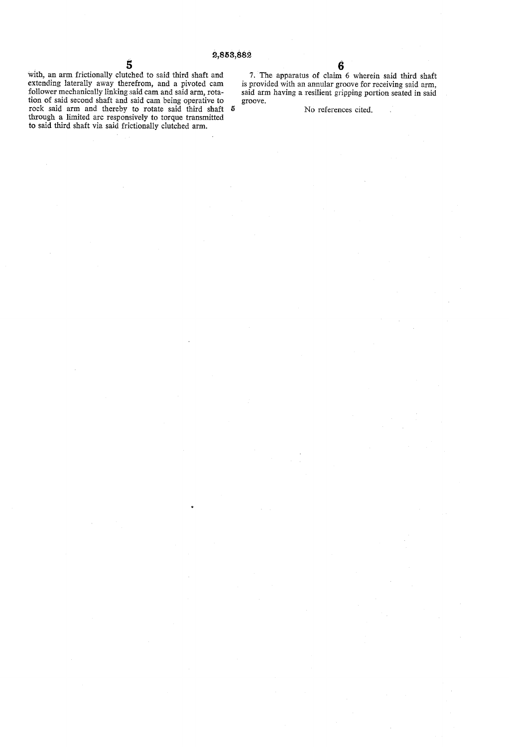with, an arm frictionally clutched to said third shaft and extending laterally away therefrom, and a pivoted cam follower mechanically linking said cam and said arm, rotation of said second shaft and said cam being operative to rock said arm and thereby to rotate said third shaft through a limited arc responsively to torque transmitted to said third shaft via said frictionally clutched arm.

7. The apparatus of claim 6 wherein said third shaft is provided with an annular groove for receiving said arm, said arm having a resilient gripping portion seated in said groove.

No references cited.